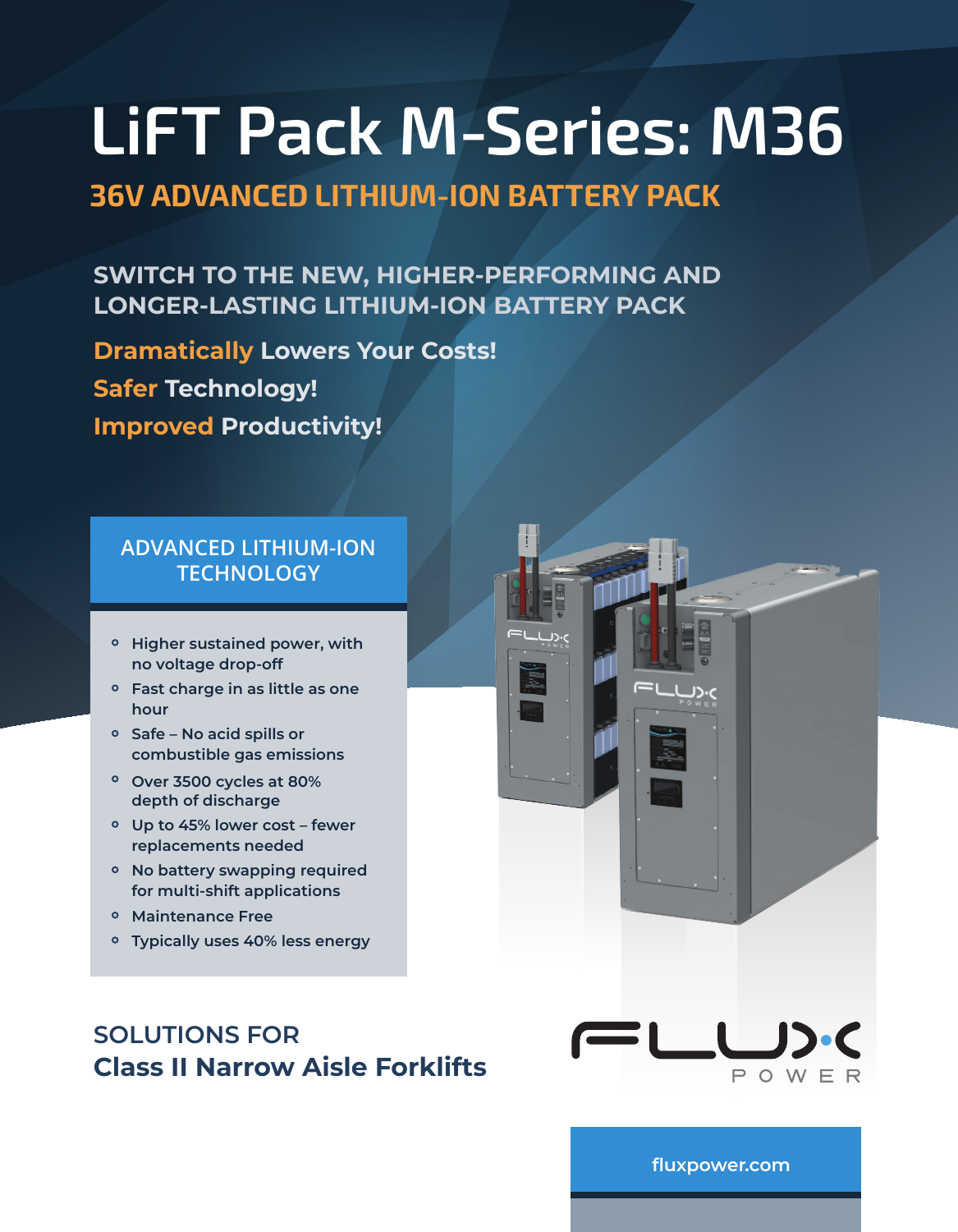# LiFT Pack M-Series: M36

## 36V ADVANCED LITHIUM-ION BATTERY PACK

### SWITCH TO THE NEW, HIGHER-PERFORMING AND LONGER-LASTING LITHIUM-ION BATTERY PACK

**Dramatically Lowers Your Costs!**

**Safer Technology!**

**Improved Productivity!**

### ADVANCED LITHIUM-ION TECHNOLOGY

- Higher sustained power, with no voltage drop-off
- Fast charge in as little as one hour
- Safe – No acid spills or combustible gas emissions
- Over 3500 cycles at 80% depth of discharge
- Up to 45% lower cost – fewer replacements needed
- No battery swapping required for multi-shift applications
- Maintenance Free
- Typically uses 40% less energy

SOLUTIONS FOR
**Class II Narrow Aisle Forklifts**

FLUX POWER

fluxpower.com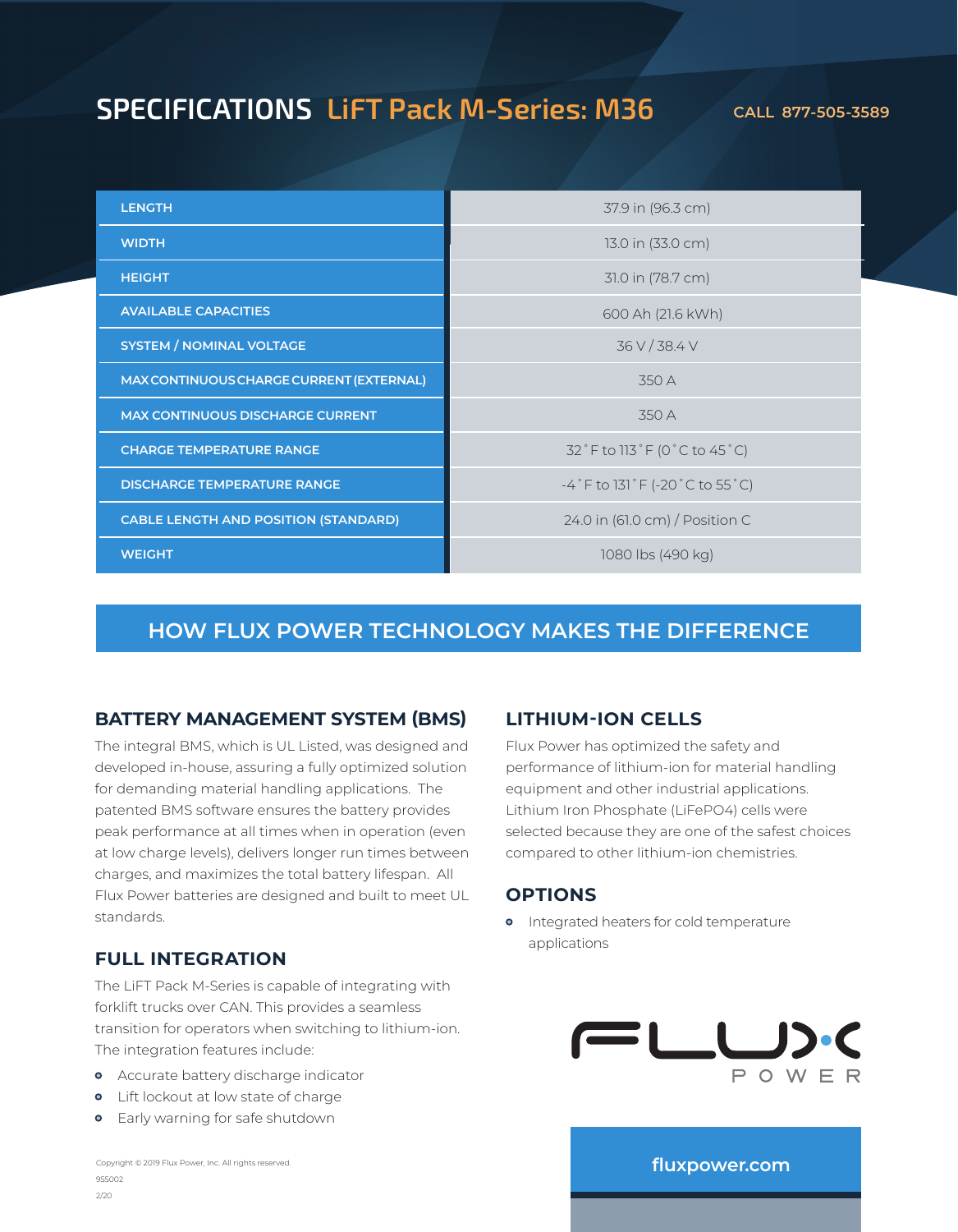# SPECIFICATIONS LiFT Pack M-Series: M36

CALL 877-505-3589

| | |
|---|---|
| LENGTH | 37.9 in (96.3 cm) |
| WIDTH | 13.0 in (33.0 cm) |
| HEIGHT | 31.0 in (78.7 cm) |
| AVAILABLE CAPACITIES | 600 Ah (21.6 kWh) |
| SYSTEM / NOMINAL VOLTAGE | 36 V / 38.4 V |
| MAX CONTINUOUS CHARGE CURRENT (EXTERNAL) | 350 A |
| MAX CONTINUOUS DISCHARGE CURRENT | 350 A |
| CHARGE TEMPERATURE RANGE | 32˚F to 113˚F (0˚C to 45˚C) |
| DISCHARGE TEMPERATURE RANGE | -4˚F to 131˚F (-20˚C to 55˚C) |
| CABLE LENGTH AND POSITION (STANDARD) | 24.0 in (61.0 cm) / Position C |
| WEIGHT | 1080 lbs (490 kg) |

## HOW FLUX POWER TECHNOLOGY MAKES THE DIFFERENCE

### BATTERY MANAGEMENT SYSTEM (BMS)

The integral BMS, which is UL Listed, was designed and developed in-house, assuring a fully optimized solution for demanding material handling applications. The patented BMS software ensures the battery provides peak performance at all times when in operation (even at low charge levels), delivers longer run times between charges, and maximizes the total battery lifespan. All Flux Power batteries are designed and built to meet UL standards.

### FULL INTEGRATION

The LiFT Pack M-Series is capable of integrating with forklift trucks over CAN. This provides a seamless transition for operators when switching to lithium-ion. The integration features include:

- Accurate battery discharge indicator
- Lift lockout at low state of charge
- Early warning for safe shutdown

### LITHIUM-ION CELLS

Flux Power has optimized the safety and performance of lithium-ion for material handling equipment and other industrial applications. Lithium Iron Phosphate ($LiFePO_4$) cells were selected because they are one of the safest choices compared to other lithium-ion chemistries.

### OPTIONS

- Integrated heaters for cold temperature applications

FLUX POWER

fluxpower.com

Copyright © 2019 Flux Power, Inc. All rights reserved.
955002
2/20